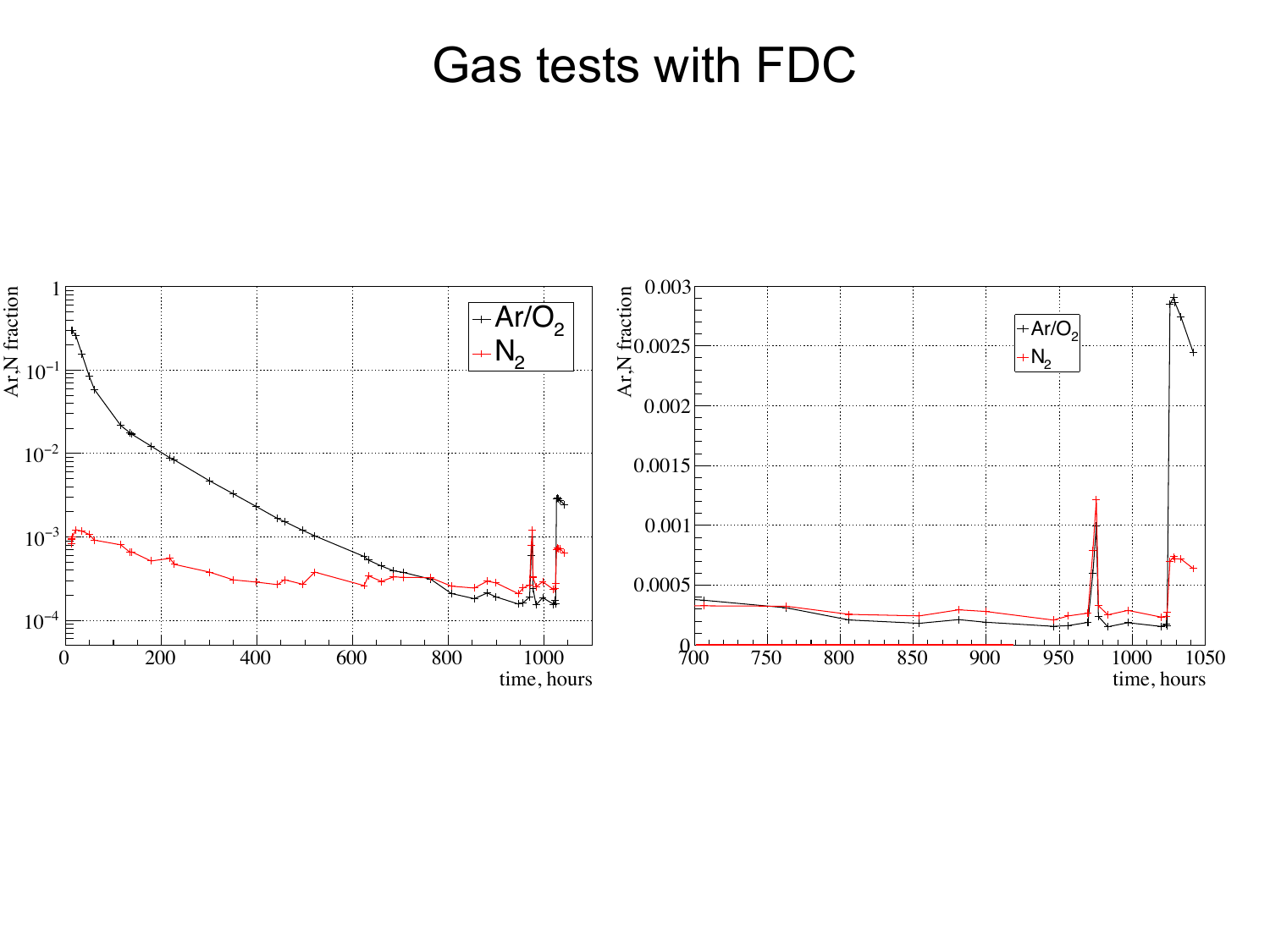# Gas tests with FDC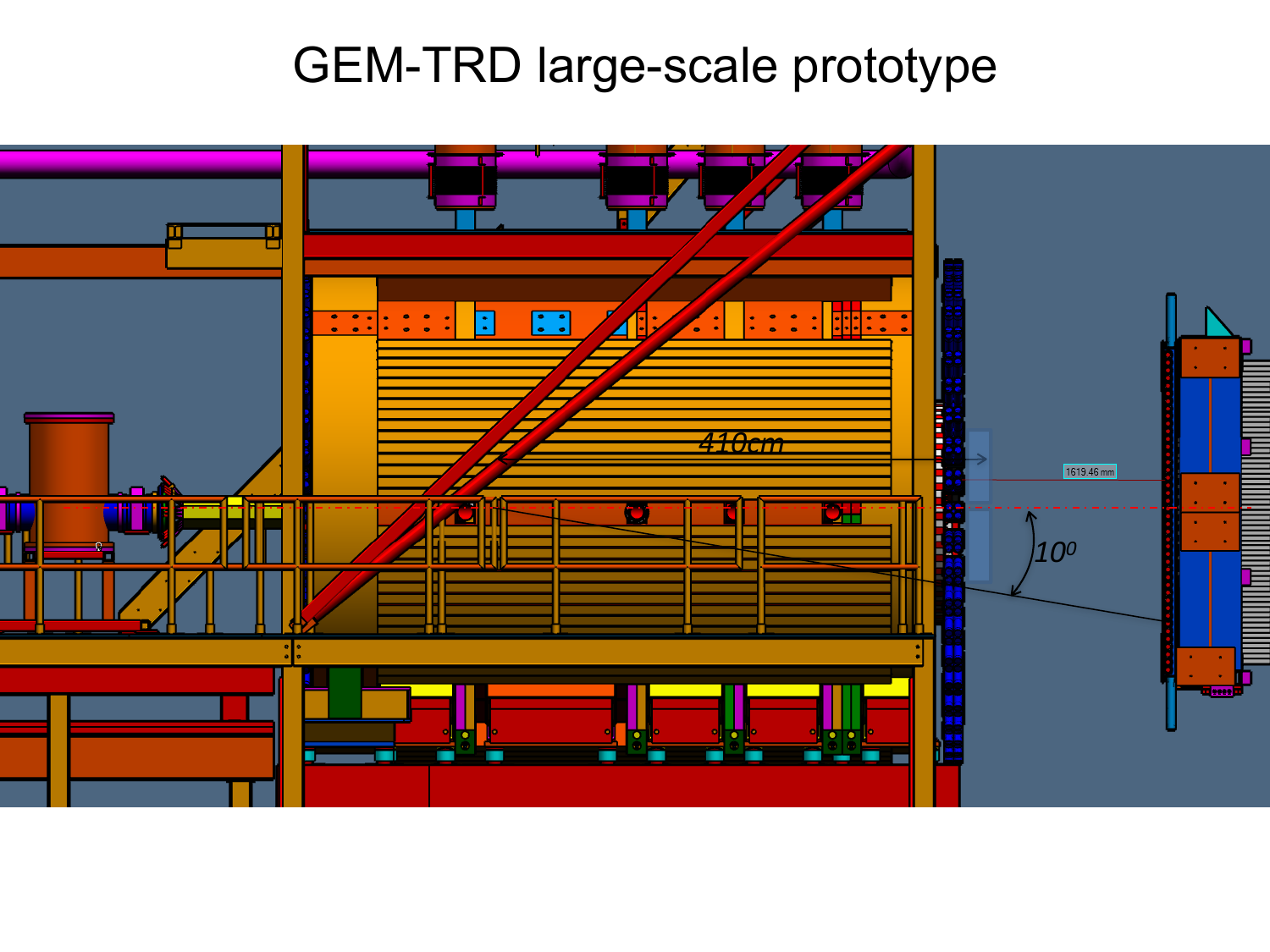# GEM-TRD large-scale prototype

410cm

1619.46 mm

$10^0$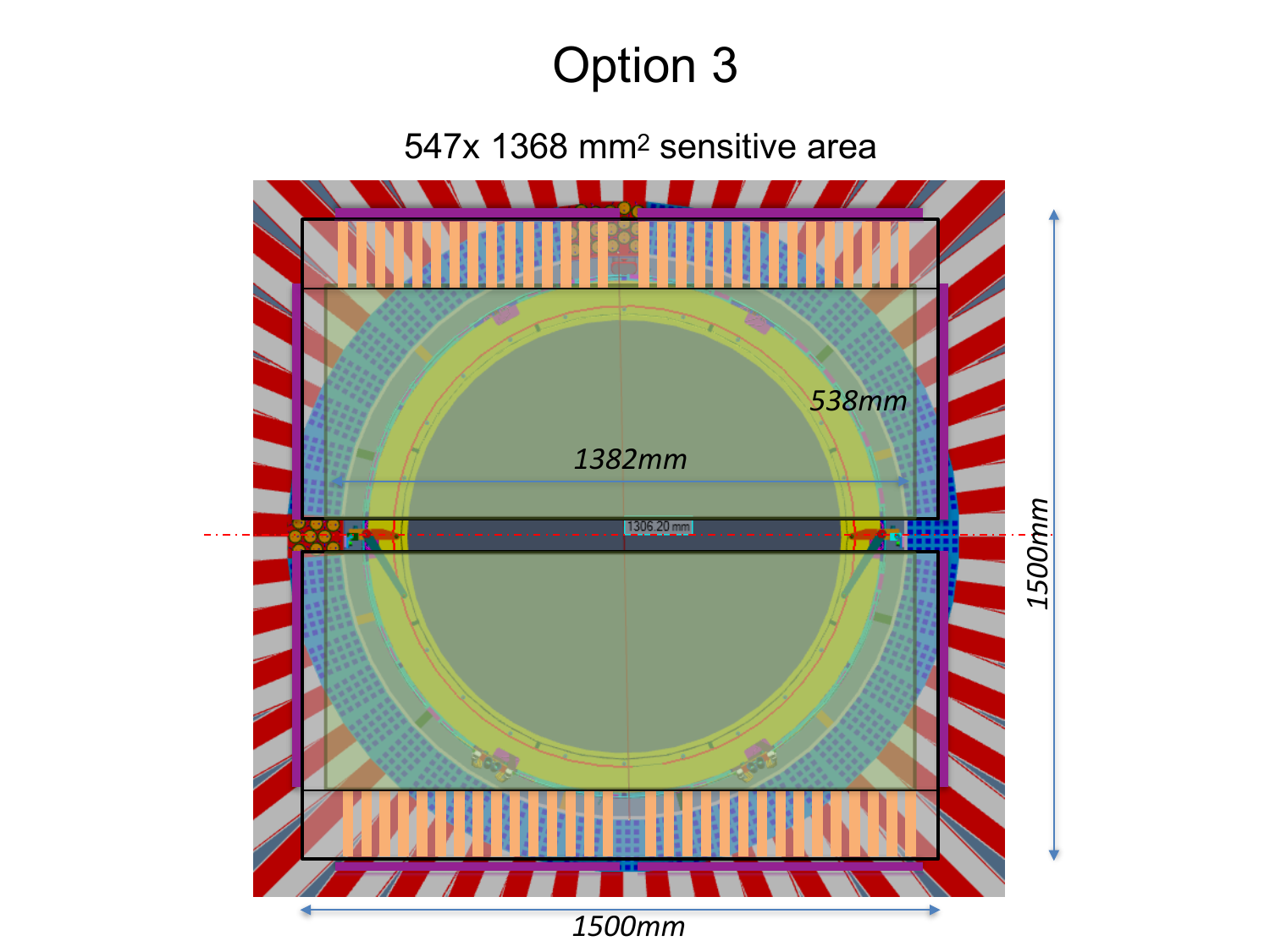# Option 3

547x 1368 mm$^2$ sensitive area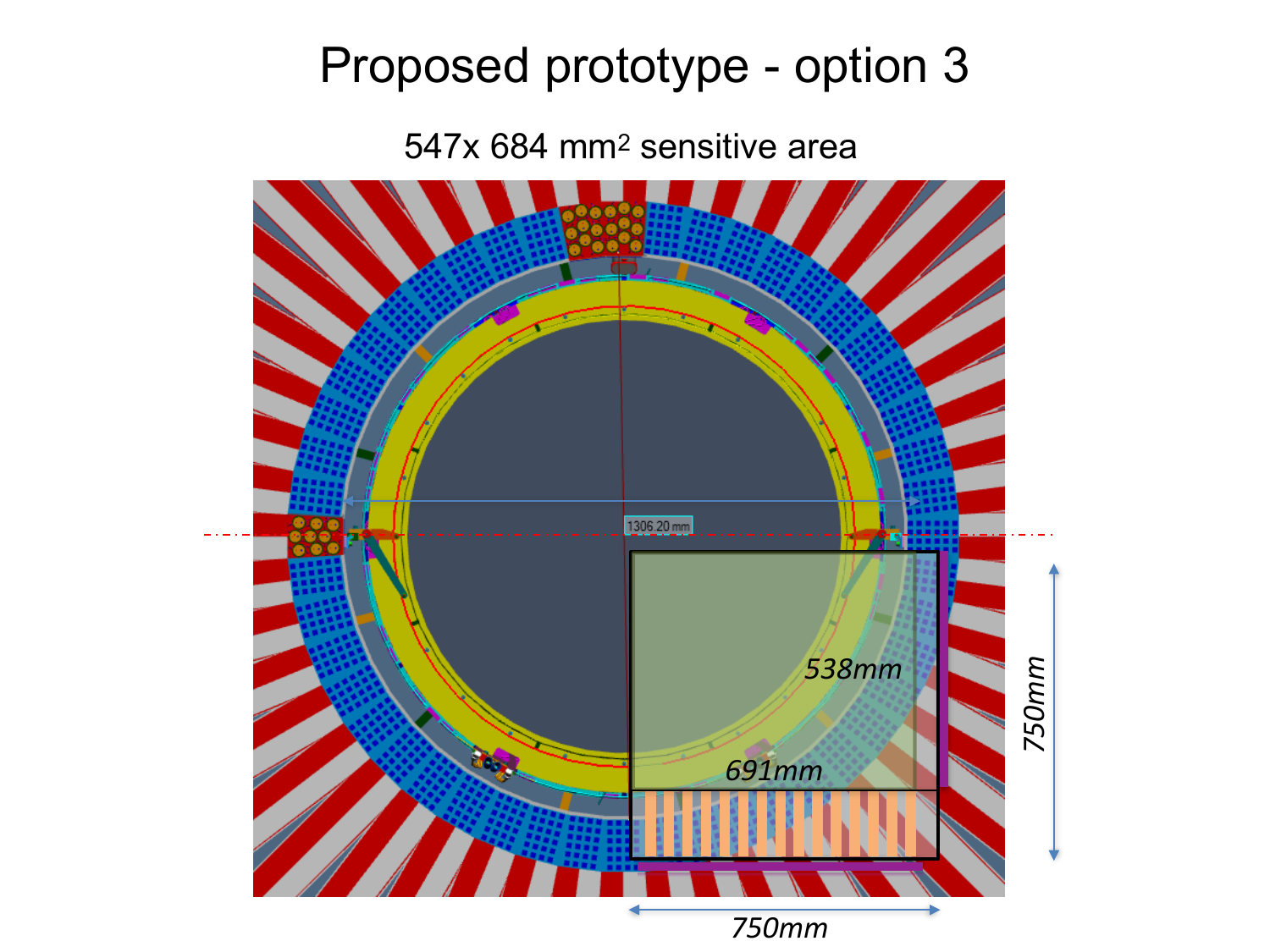# Proposed prototype - option 3

547x 684 $mm^2$ sensitive area

1306.20 mm

538mm

691mm

750mm

750mm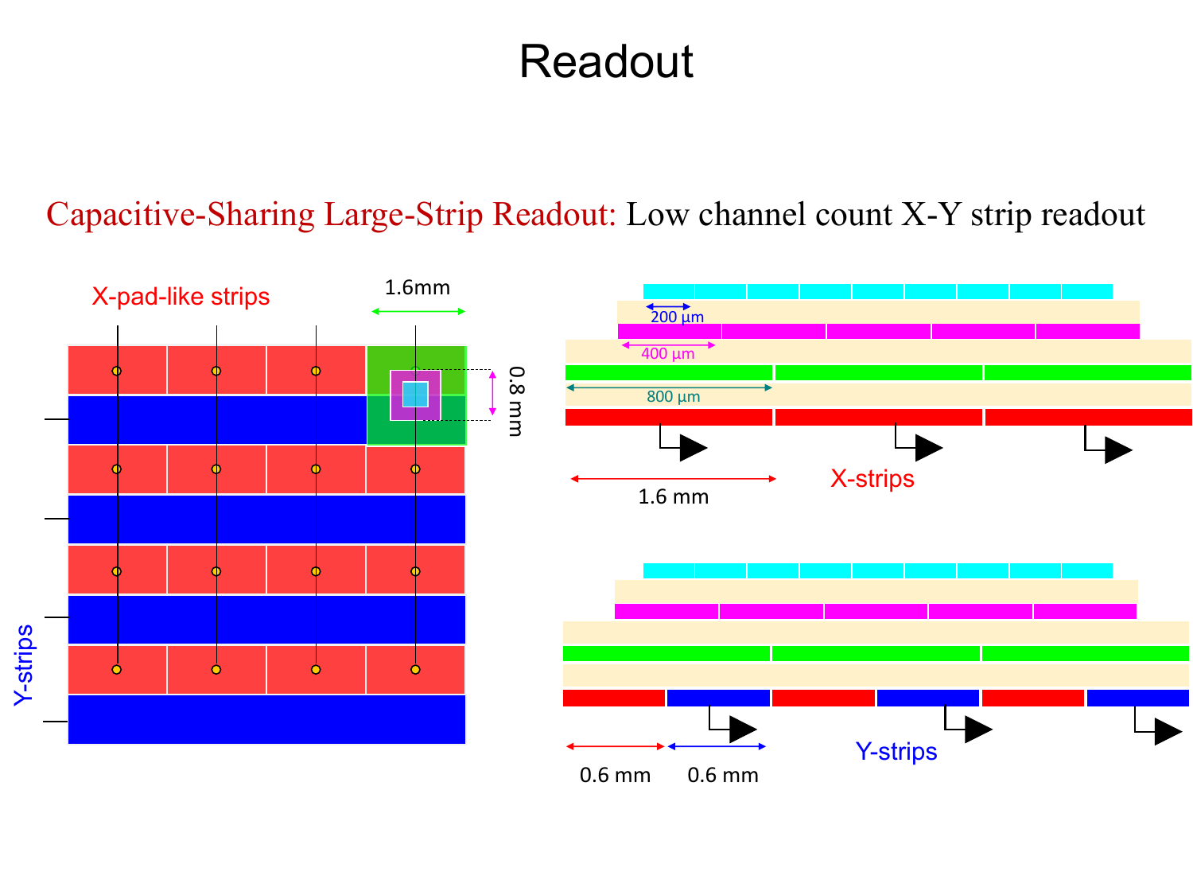# Readout

Capacitive-Sharing Large-Strip Readout: Low channel count X-Y strip readout

X-pad-like strips

1.6mm

0.8 mm

Y-strips

200 μm

400 μm

800 μm

1.6 mm

X-strips

0.6 mm

0.6 mm

Y-strips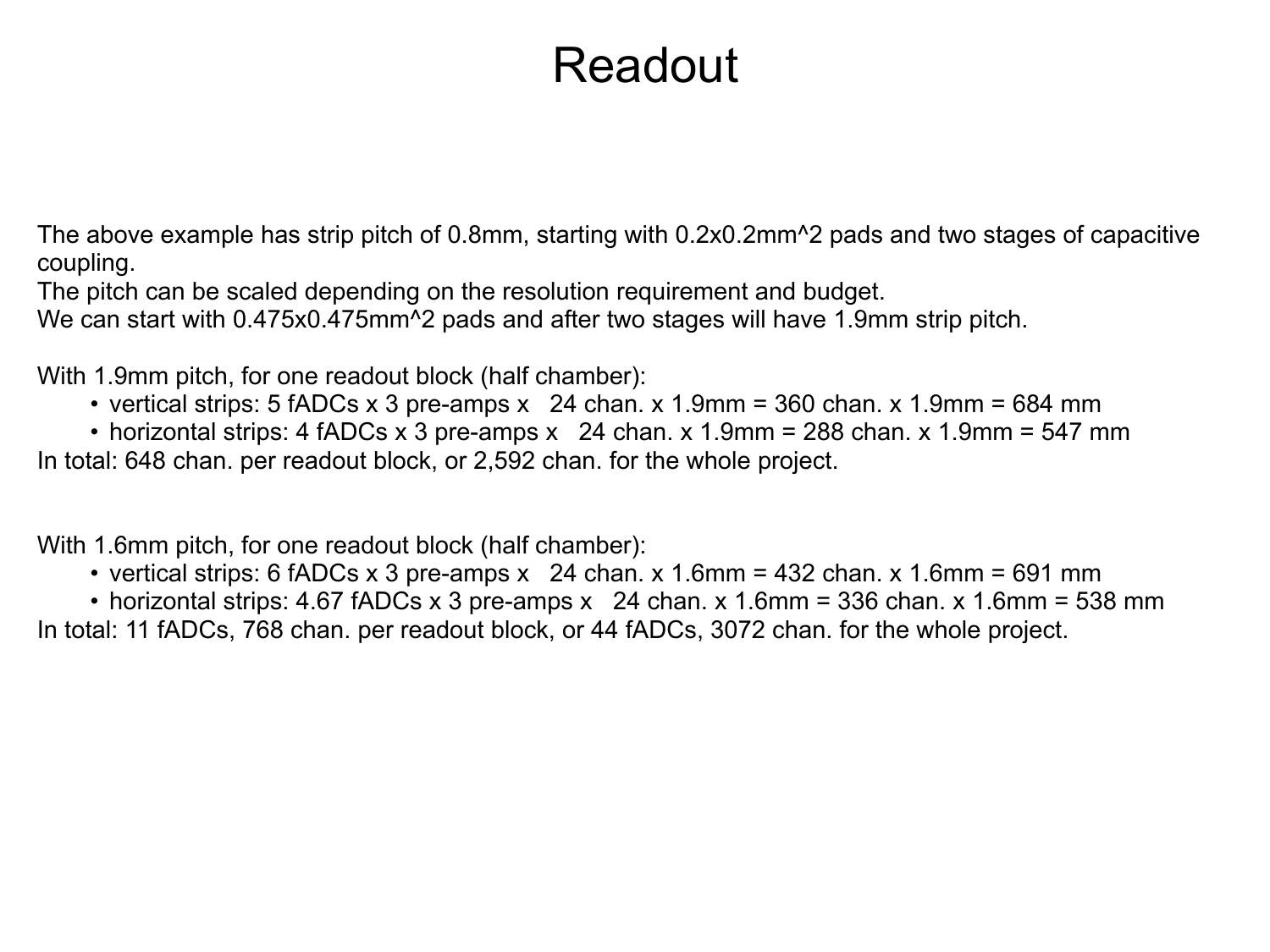# Readout

The above example has strip pitch of 0.8mm, starting with 0.2x0.2mm^2 pads and two stages of capacitive coupling.
The pitch can be scaled depending on the resolution requirement and budget.
We can start with 0.475x0.475mm^2 pads and after two stages will have 1.9mm strip pitch.

With 1.9mm pitch, for one readout block (half chamber):

- vertical strips: 5 fADCs x 3 pre-amps x 24 chan. x 1.9mm = 360 chan. x 1.9mm = 684 mm
- horizontal strips: 4 fADCs x 3 pre-amps x 24 chan. x 1.9mm = 288 chan. x 1.9mm = 547 mm

In total: 648 chan. per readout block, or 2,592 chan. for the whole project.

With 1.6mm pitch, for one readout block (half chamber):

- vertical strips: 6 fADCs x 3 pre-amps x 24 chan. x 1.6mm = 432 chan. x 1.6mm = 691 mm
- horizontal strips: 4.67 fADCs x 3 pre-amps x 24 chan. x 1.6mm = 336 chan. x 1.6mm = 538 mm

In total: 11 fADCs, 768 chan. per readout block, or 44 fADCs, 3072 chan. for the whole project.